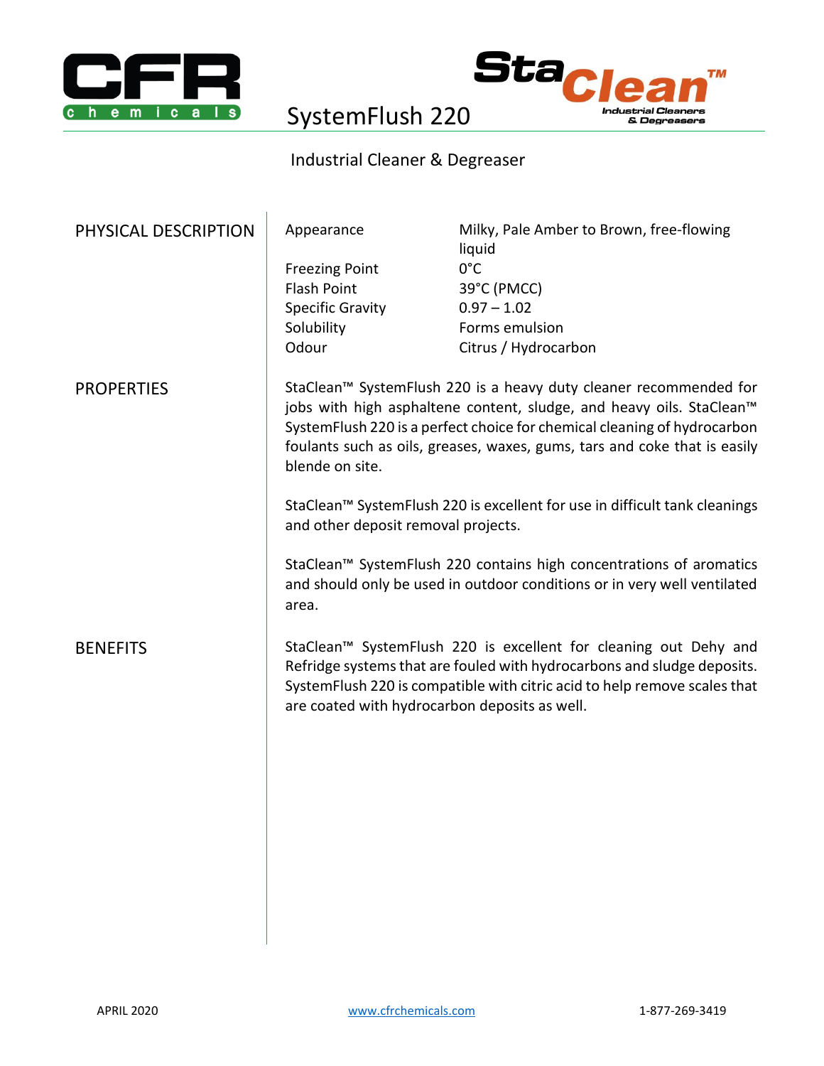# SystemFlush 220

## Industrial Cleaner & Degreaser

## PHYSICAL DESCRIPTION

| | |
|---|---|
| Appearance | Milky, Pale Amber to Brown, free-flowing liquid |
| Freezing Point | 0°C |
| Flash Point | 39°C (PMCC) |
| Specific Gravity | 0.97 – 1.02 |
| Solubility | Forms emulsion |
| Odour | Citrus / Hydrocarbon |

## PROPERTIES

StaClean™ SystemFlush 220 is a heavy duty cleaner recommended for jobs with high asphaltene content, sludge, and heavy oils. StaClean™ SystemFlush 220 is a perfect choice for chemical cleaning of hydrocarbon foulants such as oils, greases, waxes, gums, tars and coke that is easily blende on site.

StaClean™ SystemFlush 220 is excellent for use in difficult tank cleanings and other deposit removal projects.

StaClean™ SystemFlush 220 contains high concentrations of aromatics and should only be used in outdoor conditions or in very well ventilated area.

## BENEFITS

StaClean™ SystemFlush 220 is excellent for cleaning out Dehy and Refridge systems that are fouled with hydrocarbons and sludge deposits. SystemFlush 220 is compatible with citric acid to help remove scales that are coated with hydrocarbon deposits as well.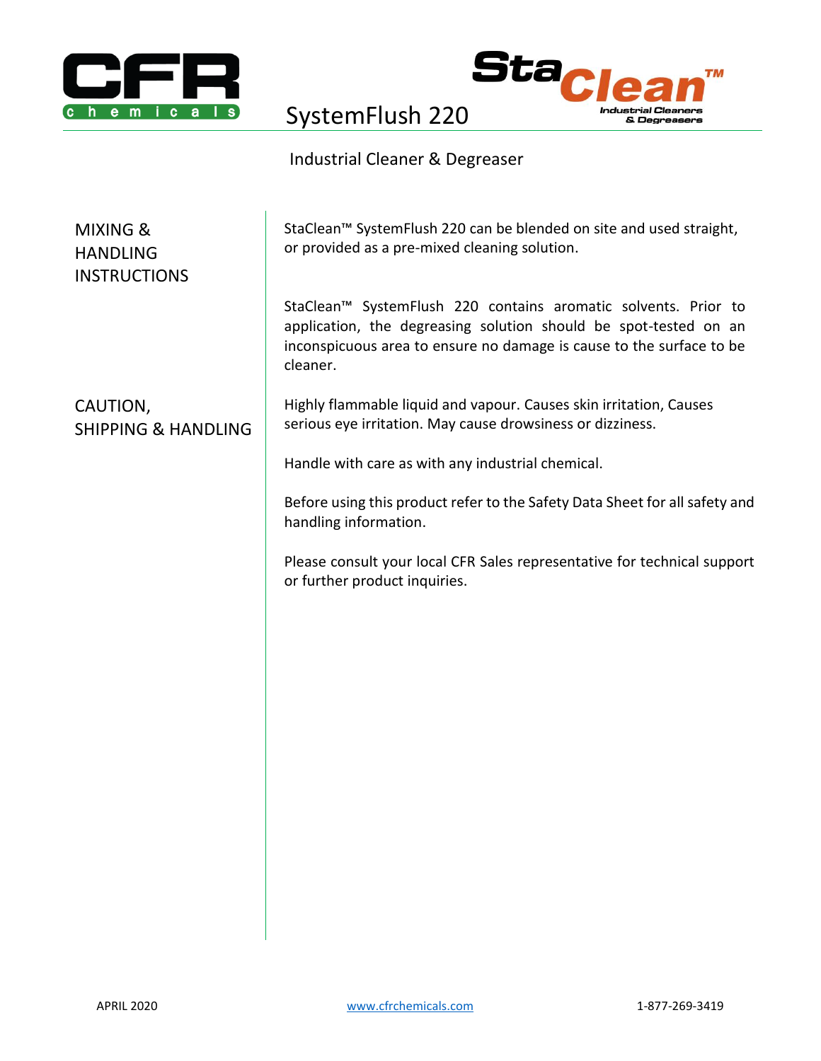# SystemFlush 220

Industrial Cleaner & Degreaser

## MIXING & HANDLING INSTRUCTIONS

StaClean™ SystemFlush 220 can be blended on site and used straight, or provided as a pre-mixed cleaning solution.

StaClean™ SystemFlush 220 contains aromatic solvents. Prior to application, the degreasing solution should be spot-tested on an inconspicuous area to ensure no damage is cause to the surface to be cleaner.

## CAUTION, SHIPPING & HANDLING

Highly flammable liquid and vapour. Causes skin irritation, Causes serious eye irritation. May cause drowsiness or dizziness.

Handle with care as with any industrial chemical.

Before using this product refer to the Safety Data Sheet for all safety and handling information.

Please consult your local CFR Sales representative for technical support or further product inquiries.

APRIL 2020 www.cfrchemicals.com 1-877-269-3419